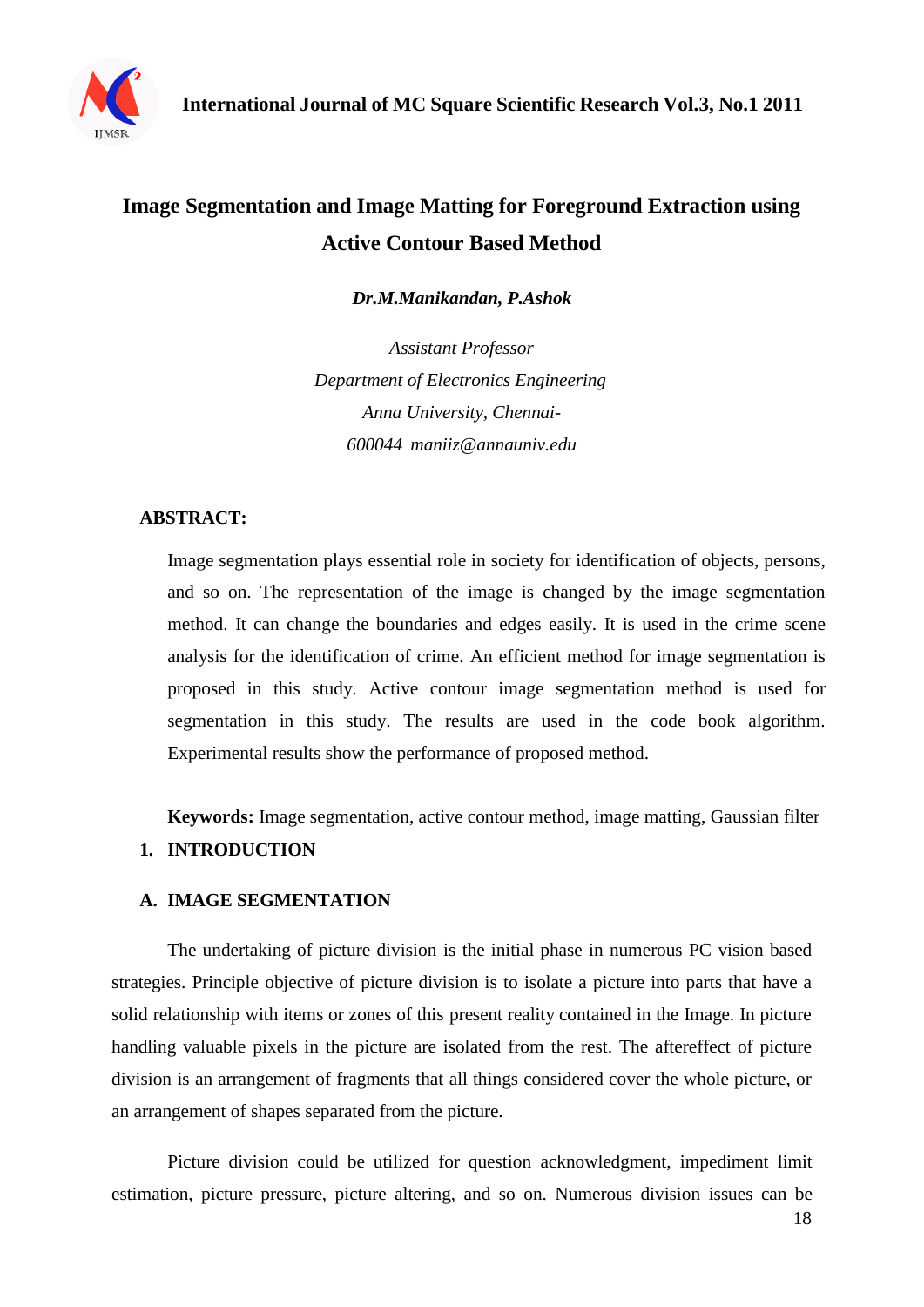# Image Segmentation and Image Matting for Foreground Extraction using Active Contour Based Method

***Dr.M.Manikandan, P.Ashok***

*Assistant Professor*
*Department of Electronics Engineering*
*Anna University, Chennai-*
*600044 maniiz@annauniv.edu*

**ABSTRACT:**

Image segmentation plays essential role in society for identification of objects, persons, and so on. The representation of the image is changed by the image segmentation method. It can change the boundaries and edges easily. It is used in the crime scene analysis for the identification of crime. An efficient method for image segmentation is proposed in this study. Active contour image segmentation method is used for segmentation in this study. The results are used in the code book algorithm. Experimental results show the performance of proposed method.

**Keywords:** Image segmentation, active contour method, image matting, Gaussian filter

## 1. INTRODUCTION

### A. IMAGE SEGMENTATION

The undertaking of picture division is the initial phase in numerous PC vision based strategies. Principle objective of picture division is to isolate a picture into parts that have a solid relationship with items or zones of this present reality contained in the Image. In picture handling valuable pixels in the picture are isolated from the rest. The aftereffect of picture division is an arrangement of fragments that all things considered cover the whole picture, or an arrangement of shapes separated from the picture.

Picture division could be utilized for question acknowledgment, impediment limit estimation, picture pressure, picture altering, and so on. Numerous division issues can be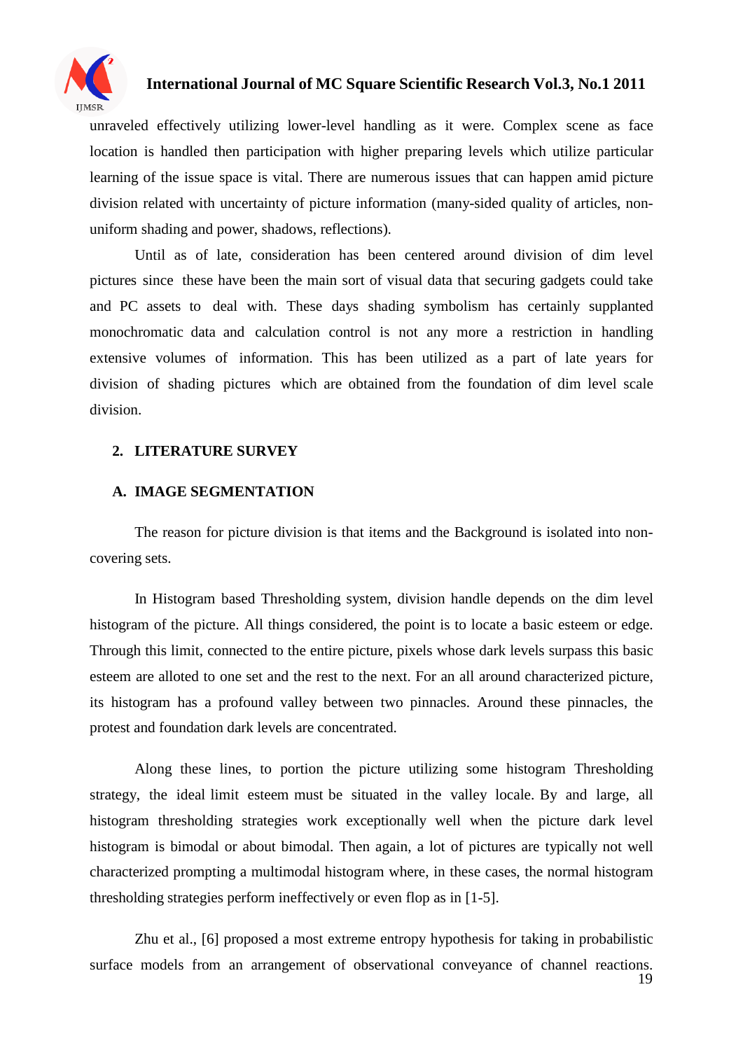unraveled effectively utilizing lower-level handling as it were. Complex scene as face location is handled then participation with higher preparing levels which utilize particular learning of the issue space is vital. There are numerous issues that can happen amid picture division related with uncertainty of picture information (many-sided quality of articles, non-uniform shading and power, shadows, reflections).

Until as of late, consideration has been centered around division of dim level pictures since these have been the main sort of visual data that securing gadgets could take and PC assets to deal with. These days shading symbolism has certainly supplanted monochromatic data and calculation control is not any more a restriction in handling extensive volumes of information. This has been utilized as a part of late years for division of shading pictures which are obtained from the foundation of dim level scale division.

## 2. LITERATURE SURVEY

### A. IMAGE SEGMENTATION

The reason for picture division is that items and the Background is isolated into non-covering sets.

In Histogram based Thresholding system, division handle depends on the dim level histogram of the picture. All things considered, the point is to locate a basic esteem or edge. Through this limit, connected to the entire picture, pixels whose dark levels surpass this basic esteem are alloted to one set and the rest to the next. For an all around characterized picture, its histogram has a profound valley between two pinnacles. Around these pinnacles, the protest and foundation dark levels are concentrated.

Along these lines, to portion the picture utilizing some histogram Thresholding strategy, the ideal limit esteem must be situated in the valley locale. By and large, all histogram thresholding strategies work exceptionally well when the picture dark level histogram is bimodal or about bimodal. Then again, a lot of pictures are typically not well characterized prompting a multimodal histogram where, in these cases, the normal histogram thresholding strategies perform ineffectively or even flop as in [1-5].

Zhu et al., [6] proposed a most extreme entropy hypothesis for taking in probabilistic surface models from an arrangement of observational conveyance of channel reactions.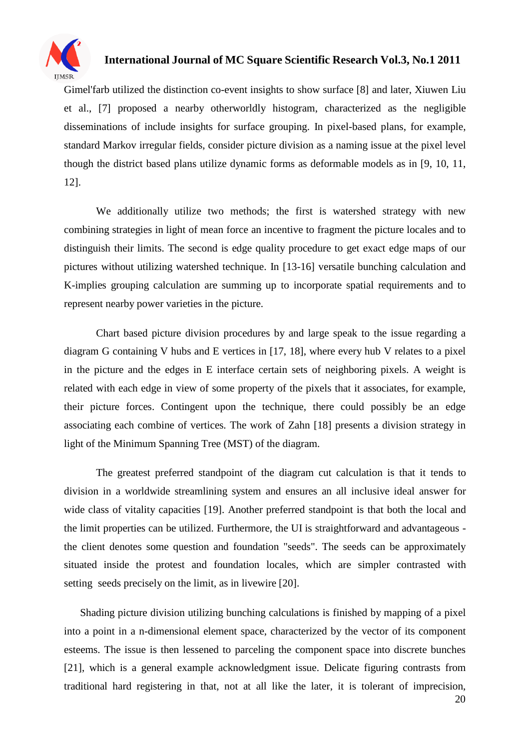Gimel'farb utilized the distinction co-event insights to show surface [8] and later, Xiuwen Liu et al., [7] proposed a nearby otherworldly histogram, characterized as the negligible disseminations of include insights for surface grouping. In pixel-based plans, for example, standard Markov irregular fields, consider picture division as a naming issue at the pixel level though the district based plans utilize dynamic forms as deformable models as in [9, 10, 11, 12].

We additionally utilize two methods; the first is watershed strategy with new combining strategies in light of mean force an incentive to fragment the picture locales and to distinguish their limits. The second is edge quality procedure to get exact edge maps of our pictures without utilizing watershed technique. In [13-16] versatile bunching calculation and K-implies grouping calculation are summing up to incorporate spatial requirements and to represent nearby power varieties in the picture.

Chart based picture division procedures by and large speak to the issue regarding a diagram G containing V hubs and E vertices in [17, 18], where every hub V relates to a pixel in the picture and the edges in E interface certain sets of neighboring pixels. A weight is related with each edge in view of some property of the pixels that it associates, for example, their picture forces. Contingent upon the technique, there could possibly be an edge associating each combine of vertices. The work of Zahn [18] presents a division strategy in light of the Minimum Spanning Tree (MST) of the diagram.

The greatest preferred standpoint of the diagram cut calculation is that it tends to division in a worldwide streamlining system and ensures an all inclusive ideal answer for wide class of vitality capacities [19]. Another preferred standpoint is that both the local and the limit properties can be utilized. Furthermore, the UI is straightforward and advantageous - the client denotes some question and foundation "seeds". The seeds can be approximately situated inside the protest and foundation locales, which are simpler contrasted with setting seeds precisely on the limit, as in livewire [20].

Shading picture division utilizing bunching calculations is finished by mapping of a pixel into a point in a n-dimensional element space, characterized by the vector of its component esteems. The issue is then lessened to parceling the component space into discrete bunches [21], which is a general example acknowledgment issue. Delicate figuring contrasts from traditional hard registering in that, not at all like the later, it is tolerant of imprecision,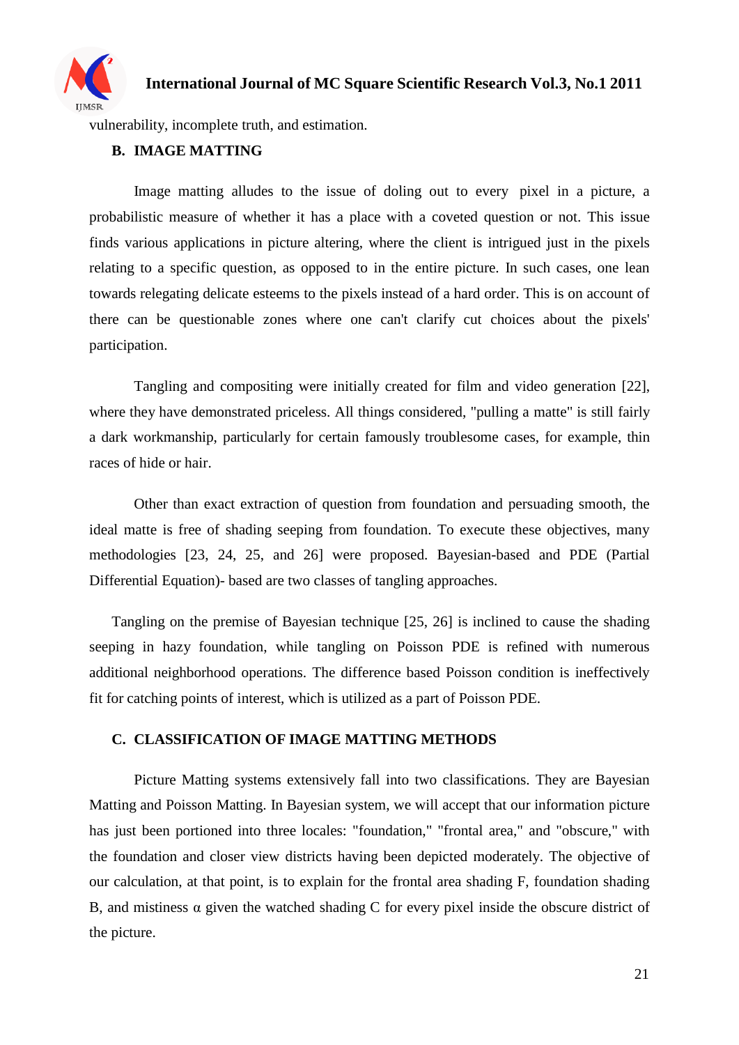vulnerability, incomplete truth, and estimation.

### B. IMAGE MATTING

Image matting alludes to the issue of doling out to every pixel in a picture, a probabilistic measure of whether it has a place with a coveted question or not. This issue finds various applications in picture altering, where the client is intrigued just in the pixels relating to a specific question, as opposed to in the entire picture. In such cases, one lean towards relegating delicate esteems to the pixels instead of a hard order. This is on account of there can be questionable zones where one can't clarify cut choices about the pixels' participation.

Tangling and compositing were initially created for film and video generation [22], where they have demonstrated priceless. All things considered, "pulling a matte" is still fairly a dark workmanship, particularly for certain famously troublesome cases, for example, thin races of hide or hair.

Other than exact extraction of question from foundation and persuading smooth, the ideal matte is free of shading seeping from foundation. To execute these objectives, many methodologies [23, 24, 25, and 26] were proposed. Bayesian-based and PDE (Partial Differential Equation)- based are two classes of tangling approaches.

Tangling on the premise of Bayesian technique [25, 26] is inclined to cause the shading seeping in hazy foundation, while tangling on Poisson PDE is refined with numerous additional neighborhood operations. The difference based Poisson condition is ineffectively fit for catching points of interest, which is utilized as a part of Poisson PDE.

### C. CLASSIFICATION OF IMAGE MATTING METHODS

Picture Matting systems extensively fall into two classifications. They are Bayesian Matting and Poisson Matting. In Bayesian system, we will accept that our information picture has just been portioned into three locales: "foundation," "frontal area," and "obscure," with the foundation and closer view districts having been depicted moderately. The objective of our calculation, at that point, is to explain for the frontal area shading F, foundation shading B, and mistiness $\alpha$ given the watched shading C for every pixel inside the obscure district of the picture.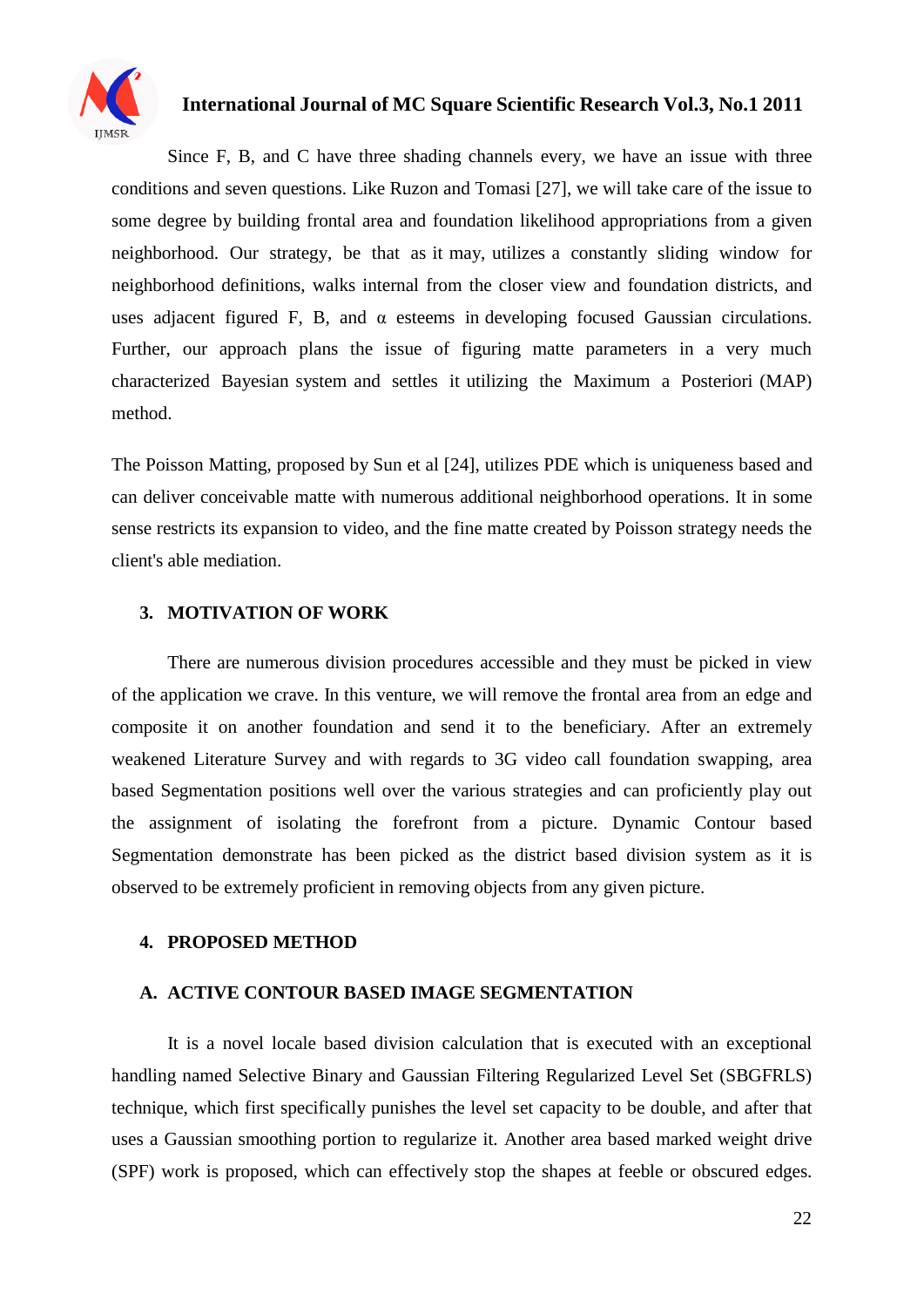Since F, B, and C have three shading channels every, we have an issue with three conditions and seven questions. Like Ruzon and Tomasi [27], we will take care of the issue to some degree by building frontal area and foundation likelihood appropriations from a given neighborhood. Our strategy, be that as it may, utilizes a constantly sliding window for neighborhood definitions, walks internal from the closer view and foundation districts, and uses adjacent figured F, B, and $\alpha$ esteems in developing focused Gaussian circulations. Further, our approach plans the issue of figuring matte parameters in a very much characterized Bayesian system and settles it utilizing the Maximum a Posteriori (MAP) method.

The Poisson Matting, proposed by Sun et al [24], utilizes PDE which is uniqueness based and can deliver conceivable matte with numerous additional neighborhood operations. It in some sense restricts its expansion to video, and the fine matte created by Poisson strategy needs the client's able mediation.

## 3. MOTIVATION OF WORK

There are numerous division procedures accessible and they must be picked in view of the application we crave. In this venture, we will remove the frontal area from an edge and composite it on another foundation and send it to the beneficiary. After an extremely weakened Literature Survey and with regards to 3G video call foundation swapping, area based Segmentation positions well over the various strategies and can proficiently play out the assignment of isolating the forefront from a picture. Dynamic Contour based Segmentation demonstrate has been picked as the district based division system as it is observed to be extremely proficient in removing objects from any given picture.

## 4. PROPOSED METHOD

### A. ACTIVE CONTOUR BASED IMAGE SEGMENTATION

It is a novel locale based division calculation that is executed with an exceptional handling named Selective Binary and Gaussian Filtering Regularized Level Set (SBGFRLS) technique, which first specifically punishes the level set capacity to be double, and after that uses a Gaussian smoothing portion to regularize it. Another area based marked weight drive (SPF) work is proposed, which can effectively stop the shapes at feeble or obscured edges.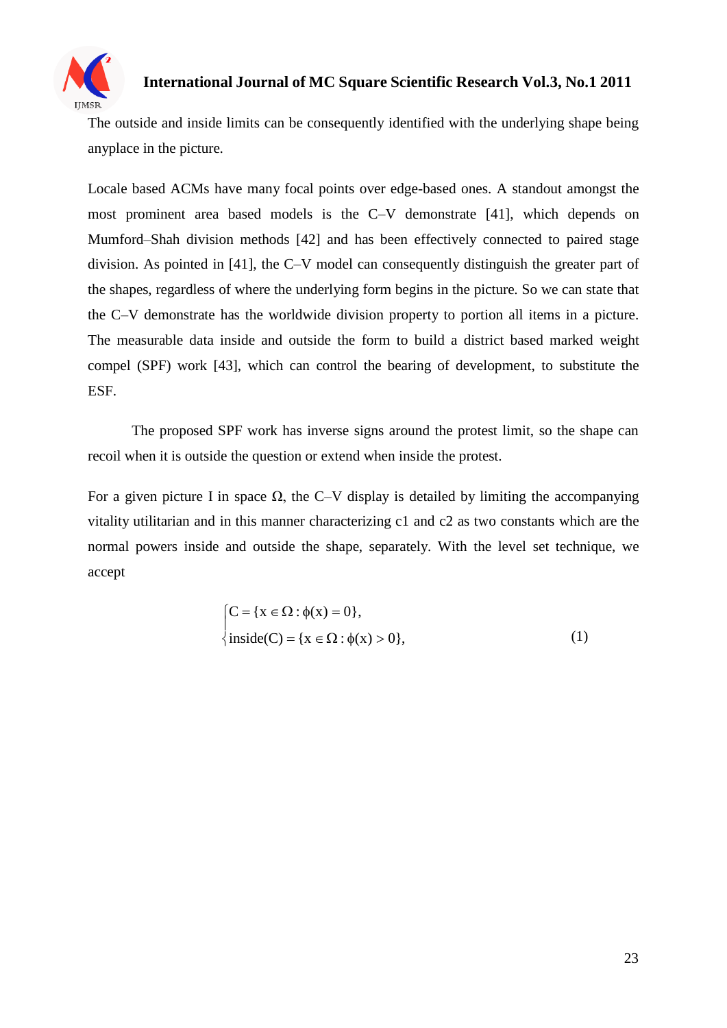The outside and inside limits can be consequently identified with the underlying shape being anyplace in the picture.

Locale based ACMs have many focal points over edge-based ones. A standout amongst the most prominent area based models is the C–V demonstrate [41], which depends on Mumford–Shah division methods [42] and has been effectively connected to paired stage division. As pointed in [41], the C–V model can consequently distinguish the greater part of the shapes, regardless of where the underlying form begins in the picture. So we can state that the C–V demonstrate has the worldwide division property to portion all items in a picture. The measurable data inside and outside the form to build a district based marked weight compel (SPF) work [43], which can control the bearing of development, to substitute the ESF.

The proposed SPF work has inverse signs around the protest limit, so the shape can recoil when it is outside the question or extend when inside the protest.

For a given picture I in space Ω, the C–V display is detailed by limiting the accompanying vitality utilitarian and in this manner characterizing c1 and c2 as two constants which are the normal powers inside and outside the shape, separately. With the level set technique, we accept

$$\begin{cases} C = \{x \in \Omega : \phi(x) = 0\}, \\ \text{inside}(C) = \{x \in \Omega : \phi(x) > 0\}, \end{cases} \tag{1}$$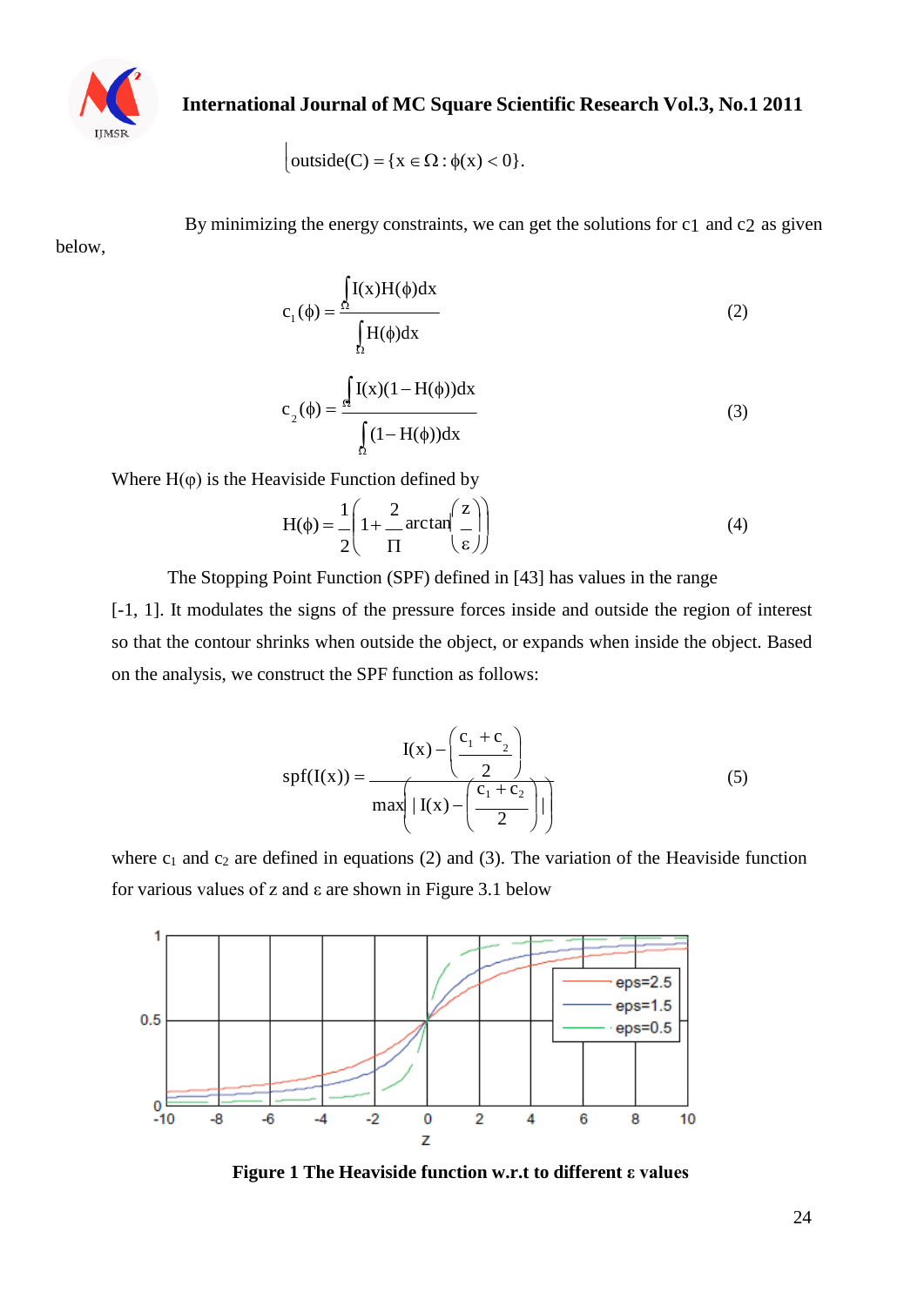$$\text{outside}(C) = \{x \in \Omega : \phi(x) < 0\}.$$

By minimizing the energy constraints, we can get the solutions for c1 and c2 as given below,

$$c_1(\phi) = \frac{\int_\Omega I(x)H(\phi)dx}{\int_\Omega H(\phi)dx} \tag{2}$$

$$c_2(\phi) = \frac{\int_\Omega I(x)(1-H(\phi))dx}{\int_\Omega (1-H(\phi))dx} \tag{3}$$

Where H(φ) is the Heaviside Function defined by

$$H(\phi) = \frac{1}{2}\left(1 + \frac{2}{\Pi}\arctan\left(\frac{z}{\varepsilon}\right)\right) \tag{4}$$

The Stopping Point Function (SPF) defined in [43] has values in the range [-1, 1]. It modulates the signs of the pressure forces inside and outside the region of interest so that the contour shrinks when outside the object, or expands when inside the object. Based on the analysis, we construct the SPF function as follows:

$$spf(I(x)) = \frac{I(x) - \left(\frac{c_1 + c_2}{2}\right)}{\max\left(|I(x) - \left(\frac{c_1 + c_2}{2}\right)|\right)} \tag{5}$$

where $c_1$ and $c_2$ are defined in equations (2) and (3). The variation of the Heaviside function for various values of z and ε are shown in Figure 3.1 below

**Figure 1 The Heaviside function w.r.t to different ε values**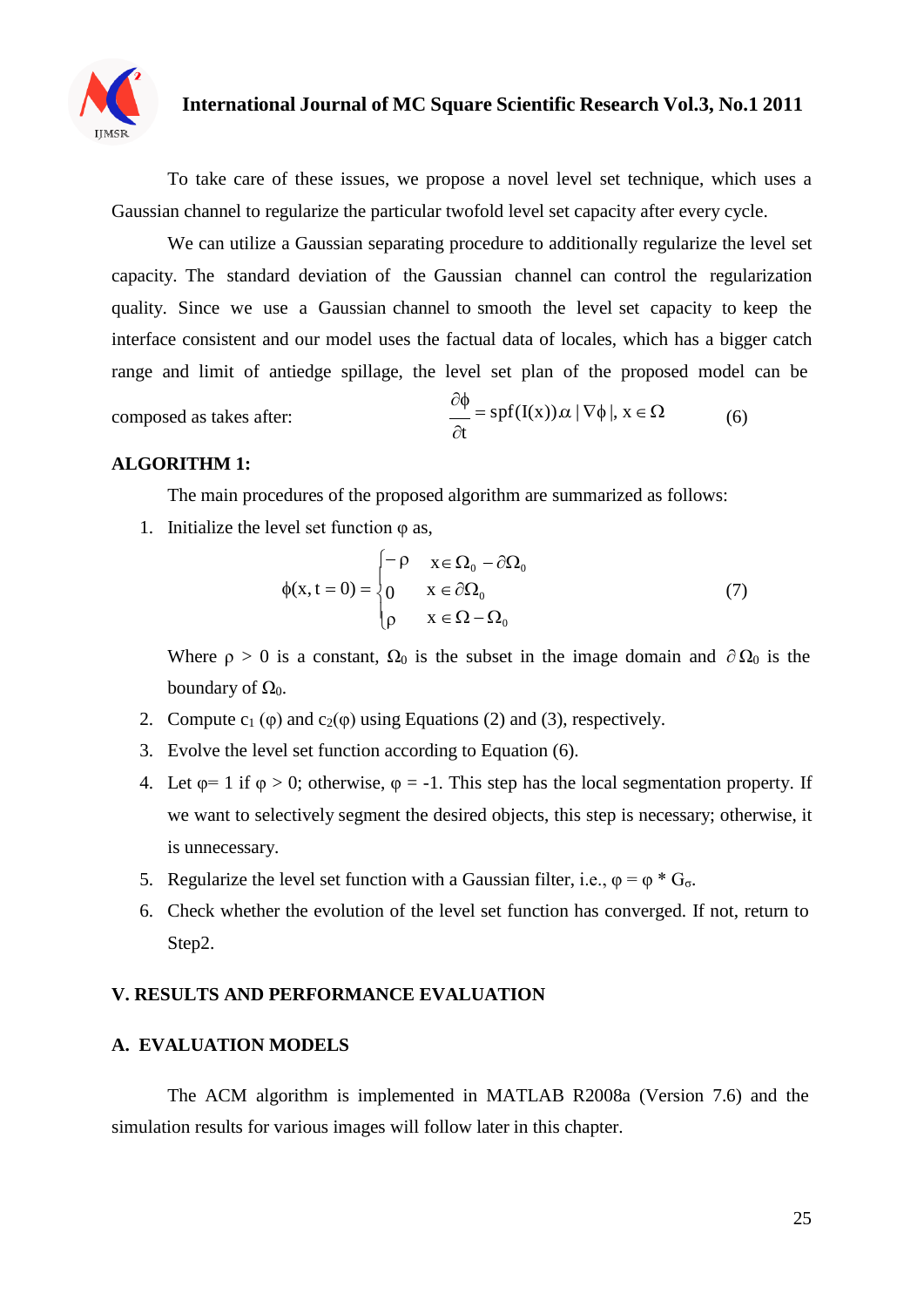To take care of these issues, we propose a novel level set technique, which uses a Gaussian channel to regularize the particular twofold level set capacity after every cycle.

We can utilize a Gaussian separating procedure to additionally regularize the level set capacity. The standard deviation of the Gaussian channel can control the regularization quality. Since we use a Gaussian channel to smooth the level set capacity to keep the interface consistent and our model uses the factual data of locales, which has a bigger catch range and limit of antiedge spillage, the level set plan of the proposed model can be composed as takes after:

$$\frac{\partial \phi}{\partial t} = spf(I(x)).\alpha \,|\nabla \phi|,\ x \in \Omega \tag{6}$$

**ALGORITHM 1:**

The main procedures of the proposed algorithm are summarized as follows:

1. Initialize the level set function φ as,

$$\phi(x, t = 0) = \begin{cases} -\rho & x \in \Omega_0 - \partial\Omega_0 \\ 0 & x \in \partial\Omega_0 \\ \rho & x \in \Omega - \Omega_0 \end{cases} \tag{7}$$

   Where $\rho > 0$ is a constant, $\Omega_0$ is the subset in the image domain and $\partial\Omega_0$ is the boundary of $\Omega_0$.

2. Compute $c_1(\varphi)$ and $c_2(\varphi)$ using Equations (2) and (3), respectively.
3. Evolve the level set function according to Equation (6).
4. Let $\varphi = 1$ if $\varphi > 0$; otherwise, $\varphi = -1$. This step has the local segmentation property. If we want to selectively segment the desired objects, this step is necessary; otherwise, it is unnecessary.
5. Regularize the level set function with a Gaussian filter, i.e., $\varphi = \varphi * G_\sigma$.
6. Check whether the evolution of the level set function has converged. If not, return to Step2.

## V. RESULTS AND PERFORMANCE EVALUATION

### A. EVALUATION MODELS

The ACM algorithm is implemented in MATLAB R2008a (Version 7.6) and the simulation results for various images will follow later in this chapter.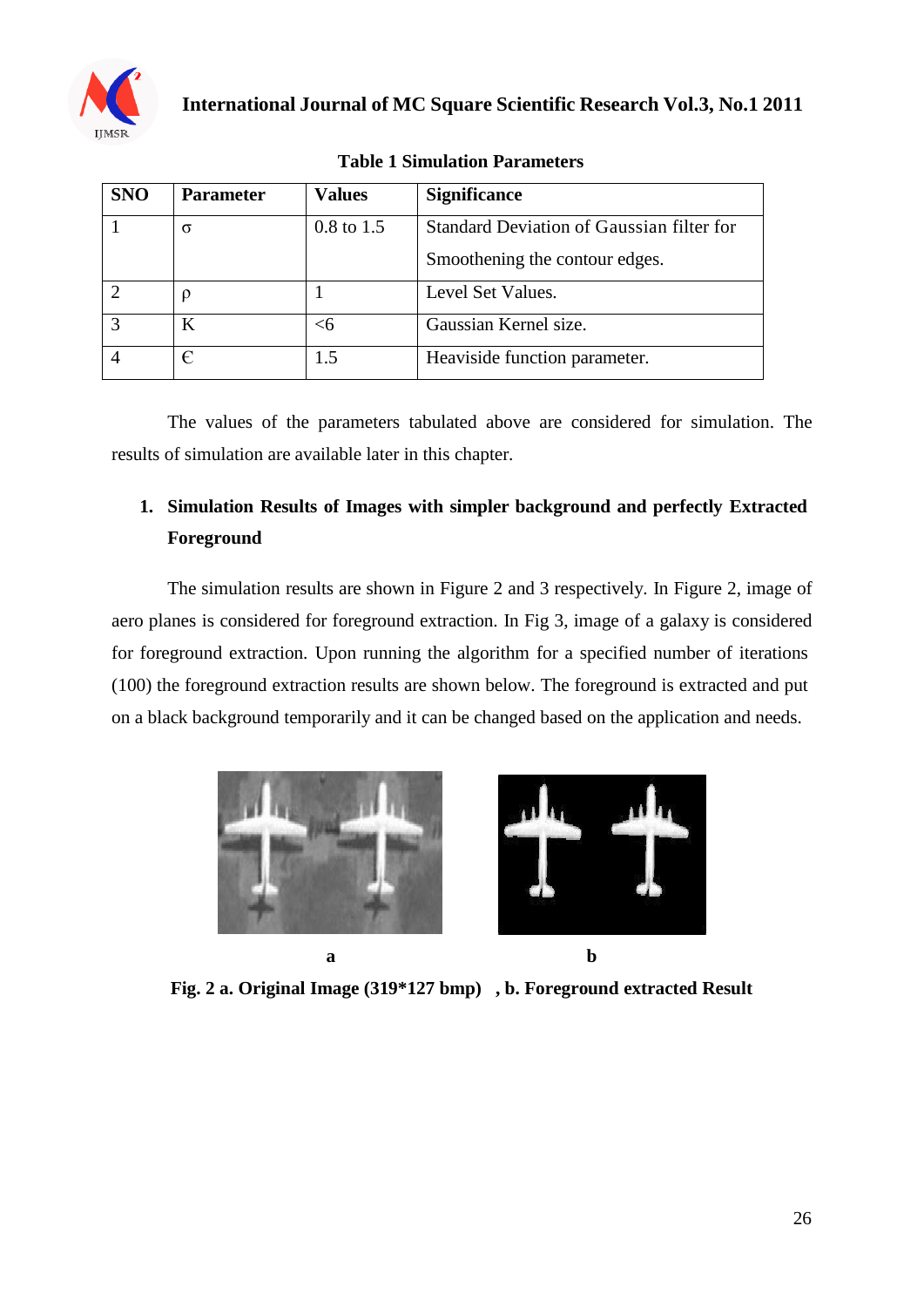**Table 1 Simulation Parameters**

| SNO | Parameter | Values | Significance |
|---|---|---|---|
| 1 | $\sigma$ | 0.8 to 1.5 | Standard Deviation of Gaussian filter for Smoothening the contour edges. |
| 2 | $\rho$ | 1 | Level Set Values. |
| 3 | K | <6 | Gaussian Kernel size. |
| 4 | € | 1.5 | Heaviside function parameter. |

The values of the parameters tabulated above are considered for simulation. The results of simulation are available later in this chapter.

1. **Simulation Results of Images with simpler background and perfectly Extracted Foreground**

The simulation results are shown in Figure 2 and 3 respectively. In Figure 2, image of aero planes is considered for foreground extraction. In Fig 3, image of a galaxy is considered for foreground extraction. Upon running the algorithm for a specified number of iterations (100) the foreground extraction results are shown below. The foreground is extracted and put on a black background temporarily and it can be changed based on the application and needs.

**a** **b**

**Fig. 2 a. Original Image (319*127 bmp) , b. Foreground extracted Result**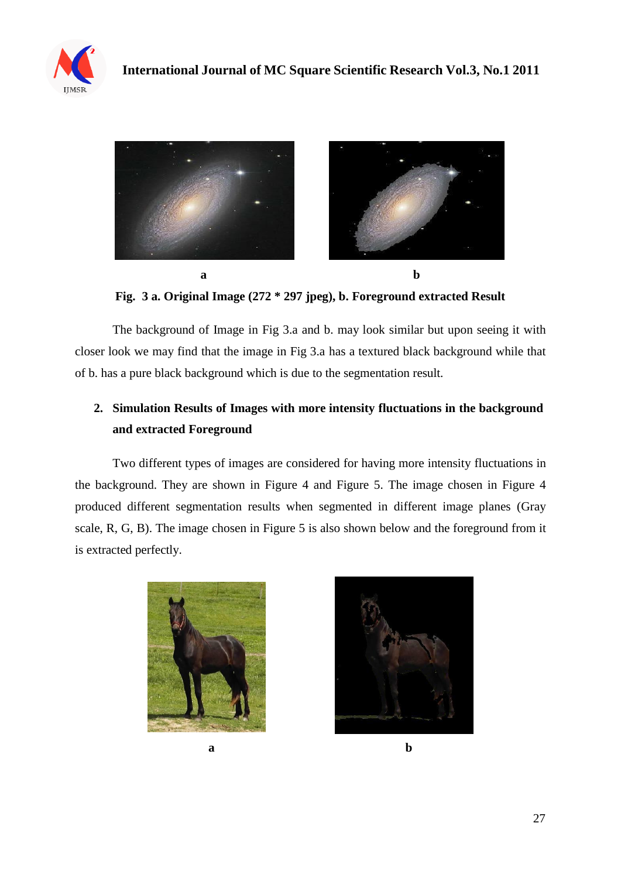a b

**Fig. 3 a. Original Image (272 * 297 jpeg), b. Foreground extracted Result**

The background of Image in Fig 3.a and b. may look similar but upon seeing it with closer look we may find that the image in Fig 3.a has a textured black background while that of b. has a pure black background which is due to the segmentation result.

**2. Simulation Results of Images with more intensity fluctuations in the background and extracted Foreground**

Two different types of images are considered for having more intensity fluctuations in the background. They are shown in Figure 4 and Figure 5. The image chosen in Figure 4 produced different segmentation results when segmented in different image planes (Gray scale, R, G, B). The image chosen in Figure 5 is also shown below and the foreground from it is extracted perfectly.

a b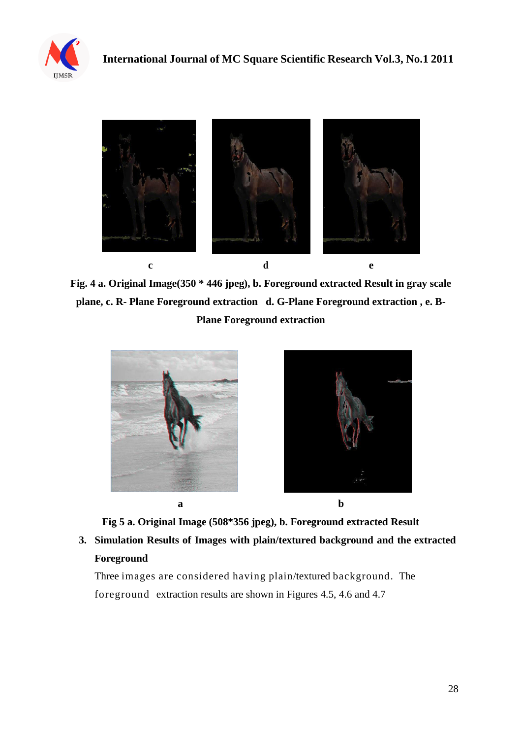c d e

**Fig. 4 a. Original Image(350 * 446 jpeg), b. Foreground extracted Result in gray scale plane, c. R- Plane Foreground extraction d. G-Plane Foreground extraction , e. B-Plane Foreground extraction**

a b

**Fig 5 a. Original Image (508*356 jpeg), b. Foreground extracted Result**

3. **Simulation Results of Images with plain/textured background and the extracted Foreground**

   Three images are considered having plain/textured background. The foreground extraction results are shown in Figures 4.5, 4.6 and 4.7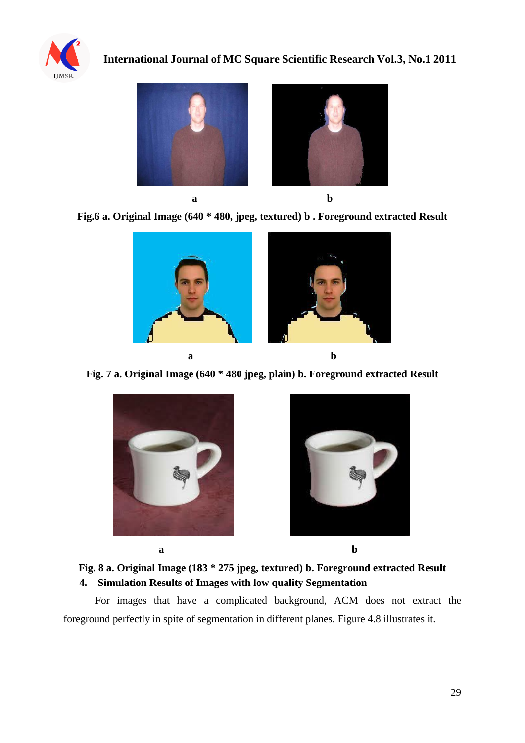a b

**Fig.6 a. Original Image (640 * 480, jpeg, textured) b . Foreground extracted Result**

a b

**Fig. 7 a. Original Image (640 * 480 jpeg, plain) b. Foreground extracted Result**

a b

**Fig. 8 a. Original Image (183 * 275 jpeg, textured) b. Foreground extracted Result**

## 4. Simulation Results of Images with low quality Segmentation

For images that have a complicated background, ACM does not extract the foreground perfectly in spite of segmentation in different planes. Figure 4.8 illustrates it.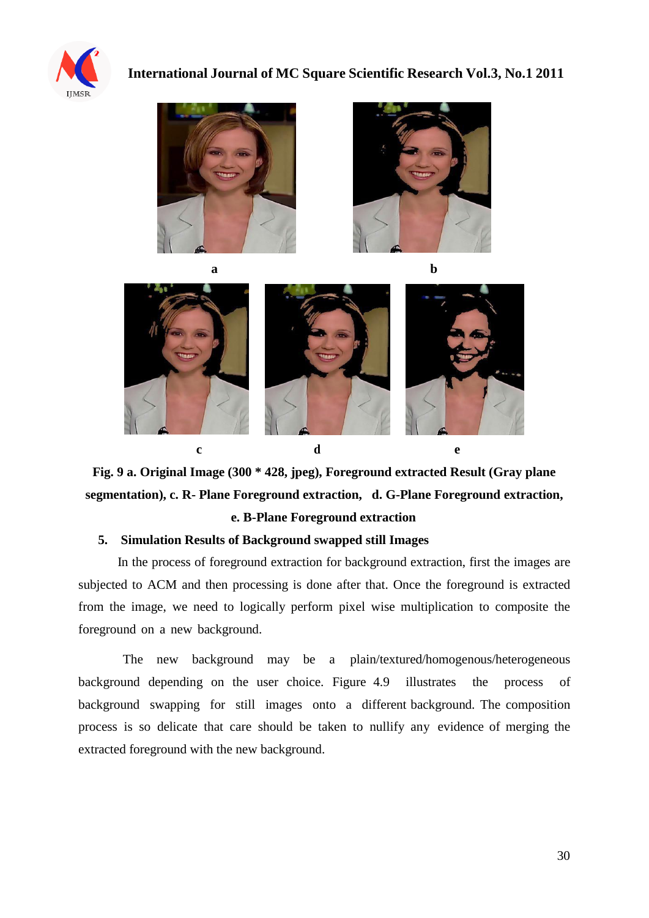a

b

c

d

e

**Fig. 9 a. Original Image (300 * 428, jpeg), Foreground extracted Result (Gray plane segmentation), c. R- Plane Foreground extraction, d. G-Plane Foreground extraction, e. B-Plane Foreground extraction**

## 5. Simulation Results of Background swapped still Images

In the process of foreground extraction for background extraction, first the images are subjected to ACM and then processing is done after that. Once the foreground is extracted from the image, we need to logically perform pixel wise multiplication to composite the foreground on a new background.

The new background may be a plain/textured/homogenous/heterogeneous background depending on the user choice. Figure 4.9 illustrates the process of background swapping for still images onto a different background. The composition process is so delicate that care should be taken to nullify any evidence of merging the extracted foreground with the new background.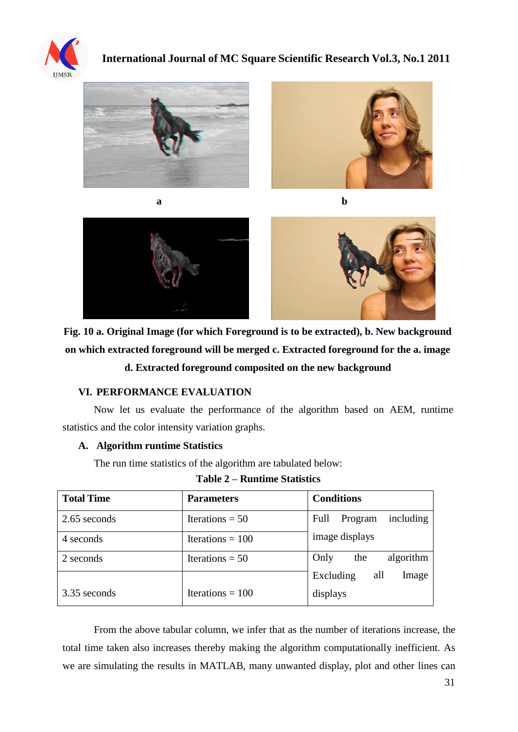a

b

**Fig. 10 a. Original Image (for which Foreground is to be extracted), b. New background on which extracted foreground will be merged c. Extracted foreground for the a. image d. Extracted foreground composited on the new background**

## VI. PERFORMANCE EVALUATION

Now let us evaluate the performance of the algorithm based on AEM, runtime statistics and the color intensity variation graphs.

### A. Algorithm runtime Statistics

The run time statistics of the algorithm are tabulated below:

**Table 2 – Runtime Statistics**

| **Total Time** | **Parameters** | **Conditions** |
|---|---|---|
| 2.65 seconds | Iterations = 50 | Full Program including image displays |
| 4 seconds | Iterations = 100 | |
| 2 seconds | Iterations = 50 | Only the algorithm Excluding all Image displays |
| 3.35 seconds | Iterations = 100 | |

From the above tabular column, we infer that as the number of iterations increase, the total time taken also increases thereby making the algorithm computationally inefficient. As we are simulating the results in MATLAB, many unwanted display, plot and other lines can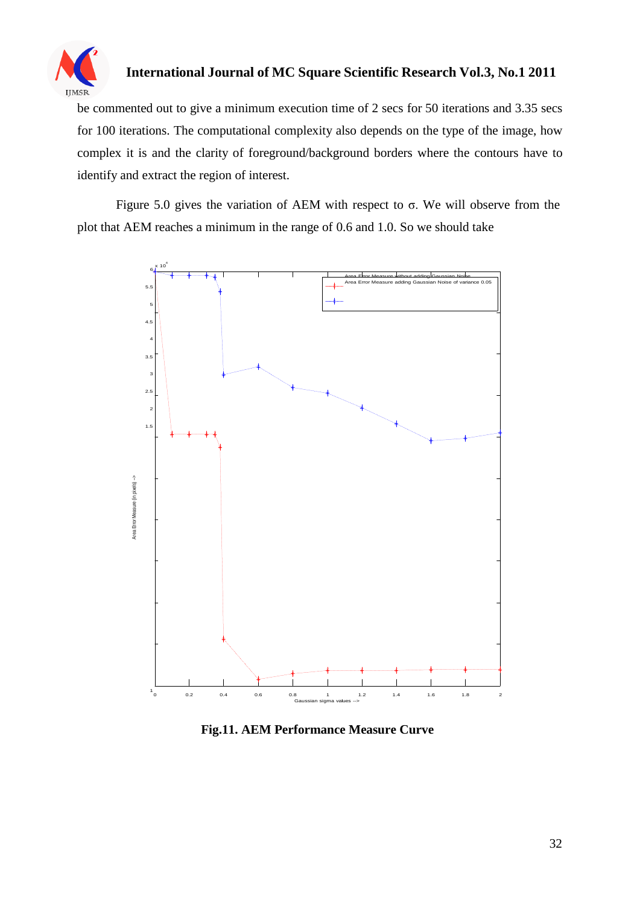be commented out to give a minimum execution time of 2 secs for 50 iterations and 3.35 secs for 100 iterations. The computational complexity also depends on the type of the image, how complex it is and the clarity of foreground/background borders where the contours have to identify and extract the region of interest.

Figure 5.0 gives the variation of AEM with respect to σ. We will observe from the plot that AEM reaches a minimum in the range of 0.6 and 1.0. So we should take

**Fig.11. AEM Performance Measure Curve**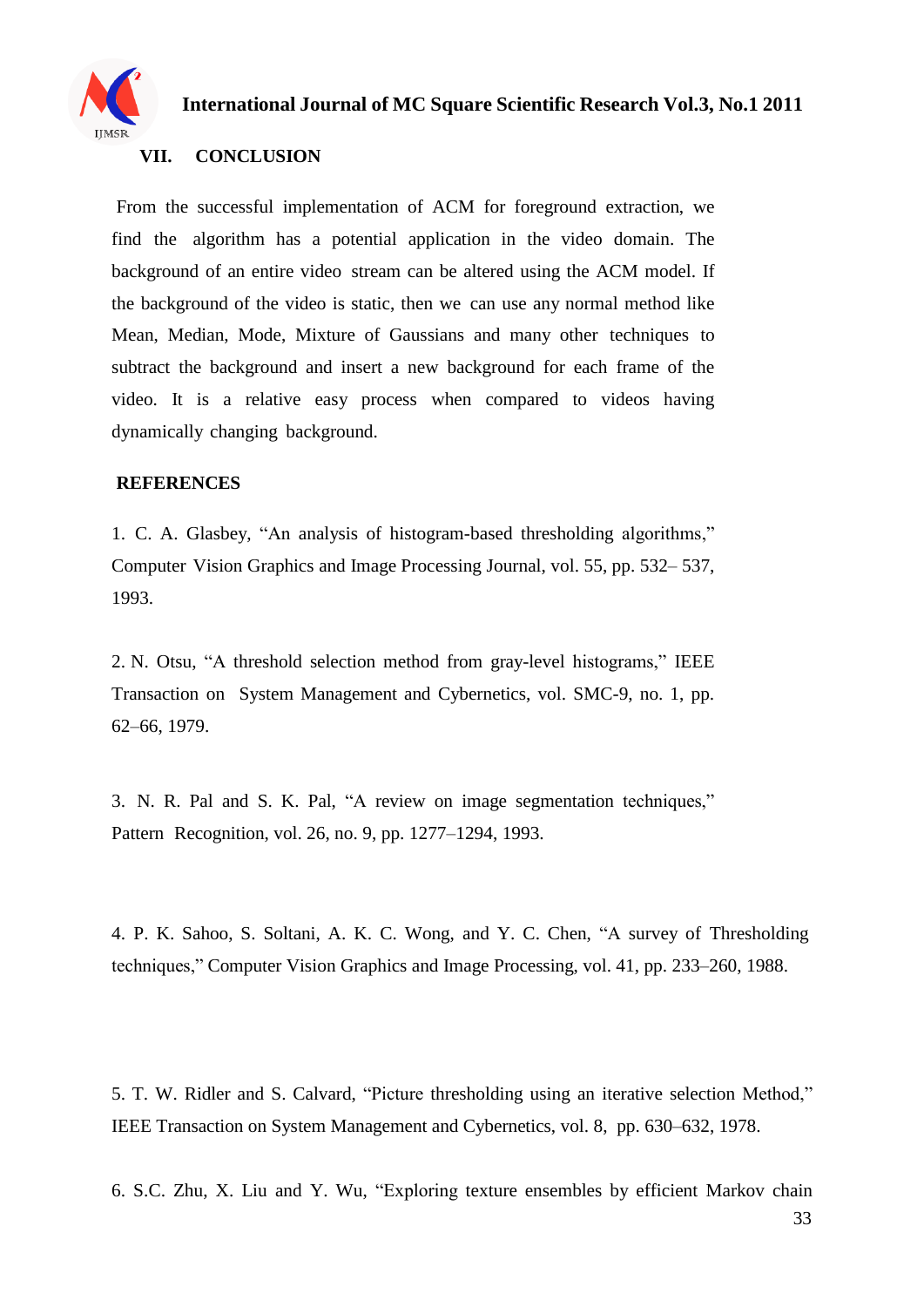## VII. CONCLUSION

From the successful implementation of ACM for foreground extraction, we find the algorithm has a potential application in the video domain. The background of an entire video stream can be altered using the ACM model. If the background of the video is static, then we can use any normal method like Mean, Median, Mode, Mixture of Gaussians and many other techniques to subtract the background and insert a new background for each frame of the video. It is a relative easy process when compared to videos having dynamically changing background.

## REFERENCES

1. C. A. Glasbey, "An analysis of histogram-based thresholding algorithms," Computer Vision Graphics and Image Processing Journal, vol. 55, pp. 532– 537, 1993.

2. N. Otsu, "A threshold selection method from gray-level histograms," IEEE Transaction on System Management and Cybernetics, vol. SMC-9, no. 1, pp. 62–66, 1979.

3. N. R. Pal and S. K. Pal, "A review on image segmentation techniques," Pattern Recognition, vol. 26, no. 9, pp. 1277–1294, 1993.

4. P. K. Sahoo, S. Soltani, A. K. C. Wong, and Y. C. Chen, "A survey of Thresholding techniques," Computer Vision Graphics and Image Processing, vol. 41, pp. 233–260, 1988.

5. T. W. Ridler and S. Calvard, "Picture thresholding using an iterative selection Method," IEEE Transaction on System Management and Cybernetics, vol. 8, pp. 630–632, 1978.

6. S.C. Zhu, X. Liu and Y. Wu, "Exploring texture ensembles by efficient Markov chain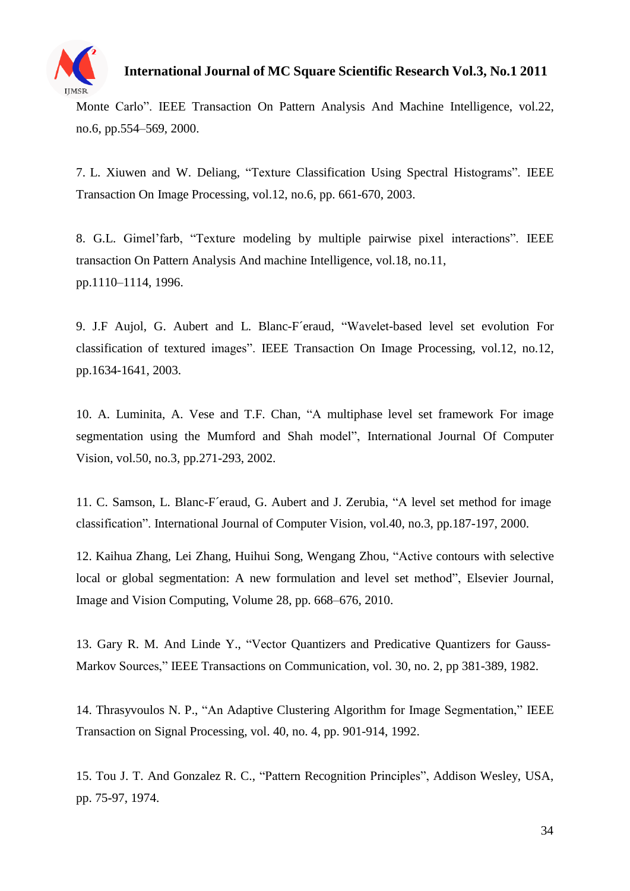Monte Carlo". IEEE Transaction On Pattern Analysis And Machine Intelligence, vol.22, no.6, pp.554–569, 2000.

7. L. Xiuwen and W. Deliang, "Texture Classification Using Spectral Histograms". IEEE Transaction On Image Processing, vol.12, no.6, pp. 661-670, 2003.

8. G.L. Gimel'farb, "Texture modeling by multiple pairwise pixel interactions". IEEE transaction On Pattern Analysis And machine Intelligence, vol.18, no.11, pp.1110–1114, 1996.

9. J.F Aujol, G. Aubert and L. Blanc-F´eraud, "Wavelet-based level set evolution For classification of textured images". IEEE Transaction On Image Processing, vol.12, no.12, pp.1634-1641, 2003.

10. A. Luminita, A. Vese and T.F. Chan, "A multiphase level set framework For image segmentation using the Mumford and Shah model", International Journal Of Computer Vision, vol.50, no.3, pp.271-293, 2002.

11. C. Samson, L. Blanc-F´eraud, G. Aubert and J. Zerubia, "A level set method for image classification". International Journal of Computer Vision, vol.40, no.3, pp.187-197, 2000.

12. Kaihua Zhang, Lei Zhang, Huihui Song, Wengang Zhou, "Active contours with selective local or global segmentation: A new formulation and level set method", Elsevier Journal, Image and Vision Computing, Volume 28, pp. 668–676, 2010.

13. Gary R. M. And Linde Y., "Vector Quantizers and Predicative Quantizers for Gauss-Markov Sources," IEEE Transactions on Communication, vol. 30, no. 2, pp 381-389, 1982.

14. Thrasyvoulos N. P., "An Adaptive Clustering Algorithm for Image Segmentation," IEEE Transaction on Signal Processing, vol. 40, no. 4, pp. 901-914, 1992.

15. Tou J. T. And Gonzalez R. C., "Pattern Recognition Principles", Addison Wesley, USA, pp. 75-97, 1974.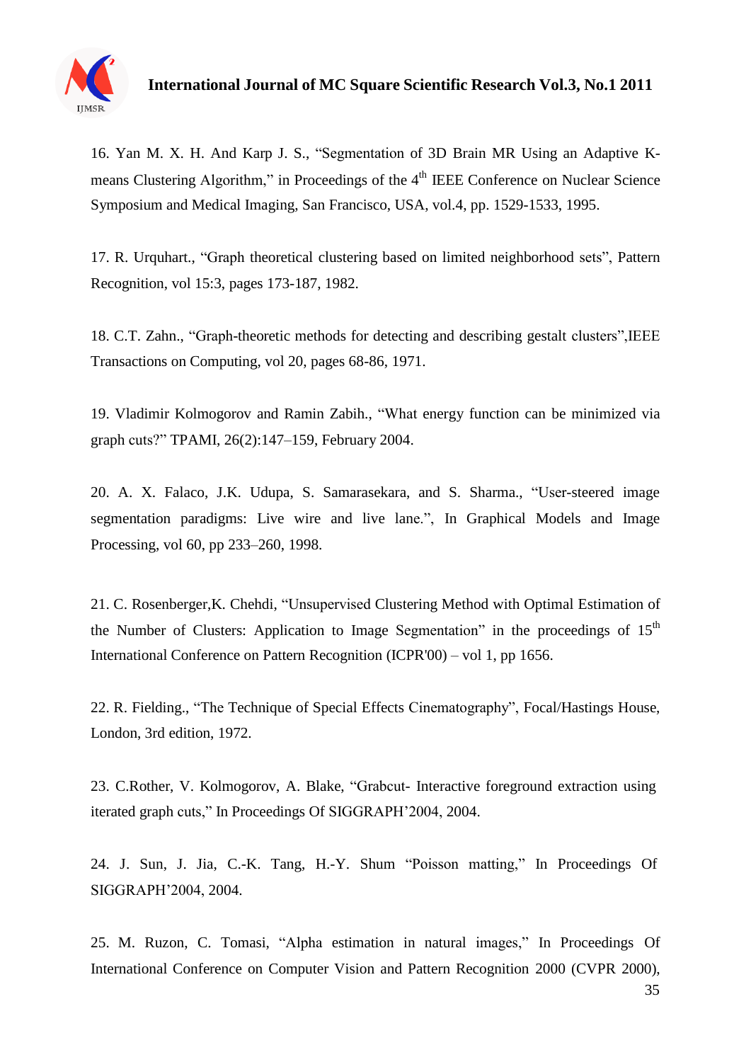16. Yan M. X. H. And Karp J. S., "Segmentation of 3D Brain MR Using an Adaptive K-means Clustering Algorithm," in Proceedings of the 4th IEEE Conference on Nuclear Science Symposium and Medical Imaging, San Francisco, USA, vol.4, pp. 1529-1533, 1995.

17. R. Urquhart., "Graph theoretical clustering based on limited neighborhood sets", Pattern Recognition, vol 15:3, pages 173-187, 1982.

18. C.T. Zahn., "Graph-theoretic methods for detecting and describing gestalt clusters",IEEE Transactions on Computing, vol 20, pages 68-86, 1971.

19. Vladimir Kolmogorov and Ramin Zabih., "What energy function can be minimized via graph cuts?" TPAMI, 26(2):147–159, February 2004.

20. A. X. Falaco, J.K. Udupa, S. Samarasekara, and S. Sharma., "User-steered image segmentation paradigms: Live wire and live lane.", In Graphical Models and Image Processing, vol 60, pp 233–260, 1998.

21. C. Rosenberger,K. Chehdi, "Unsupervised Clustering Method with Optimal Estimation of the Number of Clusters: Application to Image Segmentation" in the proceedings of 15th International Conference on Pattern Recognition (ICPR'00) – vol 1, pp 1656.

22. R. Fielding., "The Technique of Special Effects Cinematography", Focal/Hastings House, London, 3rd edition, 1972.

23. C.Rother, V. Kolmogorov, A. Blake, "Grabcut- Interactive foreground extraction using iterated graph cuts," In Proceedings Of SIGGRAPH'2004, 2004.

24. J. Sun, J. Jia, C.-K. Tang, H.-Y. Shum "Poisson matting," In Proceedings Of SIGGRAPH'2004, 2004.

25. M. Ruzon, C. Tomasi, "Alpha estimation in natural images," In Proceedings Of International Conference on Computer Vision and Pattern Recognition 2000 (CVPR 2000),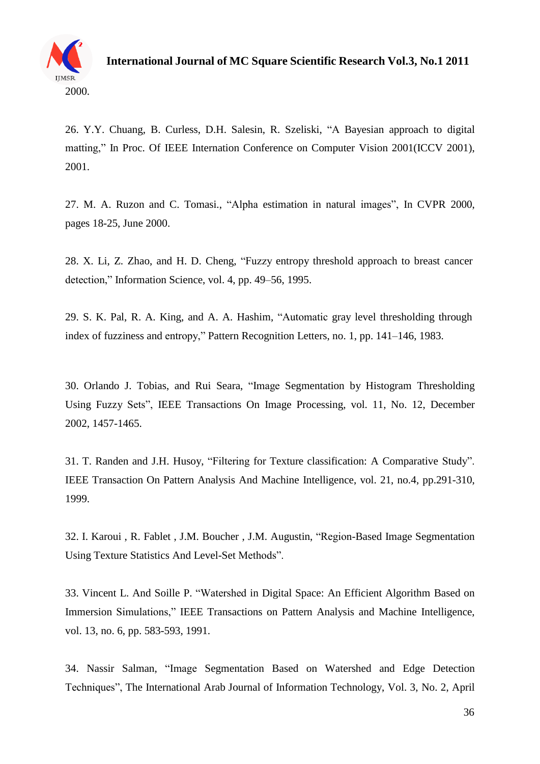2000.

26. Y.Y. Chuang, B. Curless, D.H. Salesin, R. Szeliski, “A Bayesian approach to digital matting,” In Proc. Of IEEE Internation Conference on Computer Vision 2001(ICCV 2001), 2001.

27. M. A. Ruzon and C. Tomasi., “Alpha estimation in natural images”, In CVPR 2000, pages 18-25, June 2000.

28. X. Li, Z. Zhao, and H. D. Cheng, “Fuzzy entropy threshold approach to breast cancer detection,” Information Science, vol. 4, pp. 49–56, 1995.

29. S. K. Pal, R. A. King, and A. A. Hashim, “Automatic gray level thresholding through index of fuzziness and entropy,” Pattern Recognition Letters, no. 1, pp. 141–146, 1983.

30. Orlando J. Tobias, and Rui Seara, “Image Segmentation by Histogram Thresholding Using Fuzzy Sets”, IEEE Transactions On Image Processing, vol. 11, No. 12, December 2002, 1457-1465.

31. T. Randen and J.H. Husoy, “Filtering for Texture classification: A Comparative Study”. IEEE Transaction On Pattern Analysis And Machine Intelligence, vol. 21, no.4, pp.291-310, 1999.

32. I. Karoui , R. Fablet , J.M. Boucher , J.M. Augustin, “Region-Based Image Segmentation Using Texture Statistics And Level-Set Methods”.

33. Vincent L. And Soille P. “Watershed in Digital Space: An Efficient Algorithm Based on Immersion Simulations,” IEEE Transactions on Pattern Analysis and Machine Intelligence, vol. 13, no. 6, pp. 583-593, 1991.

34. Nassir Salman, “Image Segmentation Based on Watershed and Edge Detection Techniques”, The International Arab Journal of Information Technology, Vol. 3, No. 2, April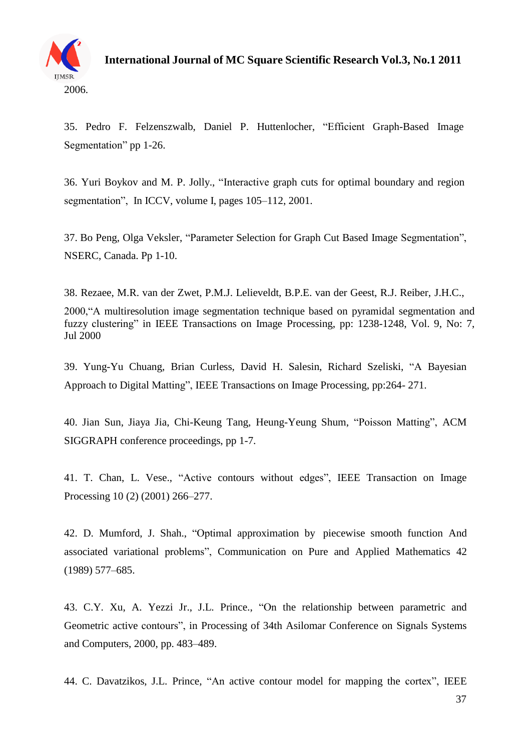2006.

35. Pedro F. Felzenszwalb, Daniel P. Huttenlocher, “Efficient Graph-Based Image Segmentation” pp 1-26.

36. Yuri Boykov and M. P. Jolly., “Interactive graph cuts for optimal boundary and region segmentation”, In ICCV, volume I, pages 105–112, 2001.

37. Bo Peng, Olga Veksler, “Parameter Selection for Graph Cut Based Image Segmentation”, NSERC, Canada. Pp 1-10.

38. Rezaee, M.R. van der Zwet, P.M.J. Lelieveldt, B.P.E. van der Geest, R.J. Reiber, J.H.C., 2000,“A multiresolution image segmentation technique based on pyramidal segmentation and fuzzy clustering” in IEEE Transactions on Image Processing, pp: 1238-1248, Vol. 9, No: 7, Jul 2000

39. Yung-Yu Chuang, Brian Curless, David H. Salesin, Richard Szeliski, “A Bayesian Approach to Digital Matting”, IEEE Transactions on Image Processing, pp:264- 271.

40. Jian Sun, Jiaya Jia, Chi-Keung Tang, Heung-Yeung Shum, “Poisson Matting”, ACM SIGGRAPH conference proceedings, pp 1-7.

41. T. Chan, L. Vese., “Active contours without edges”, IEEE Transaction on Image Processing 10 (2) (2001) 266–277.

42. D. Mumford, J. Shah., “Optimal approximation by piecewise smooth function And associated variational problems”, Communication on Pure and Applied Mathematics 42 (1989) 577–685.

43. C.Y. Xu, A. Yezzi Jr., J.L. Prince., “On the relationship between parametric and Geometric active contours”, in Processing of 34th Asilomar Conference on Signals Systems and Computers, 2000, pp. 483–489.

44. C. Davatzikos, J.L. Prince, “An active contour model for mapping the cortex”, IEEE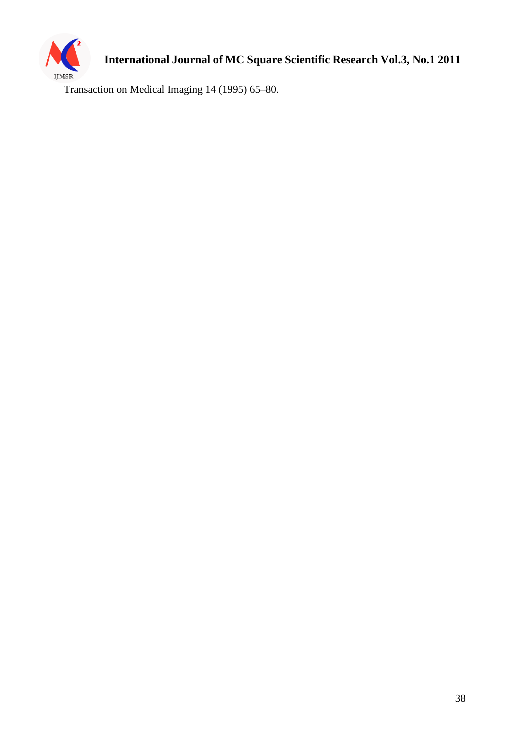Transaction on Medical Imaging 14 (1995) 65–80.